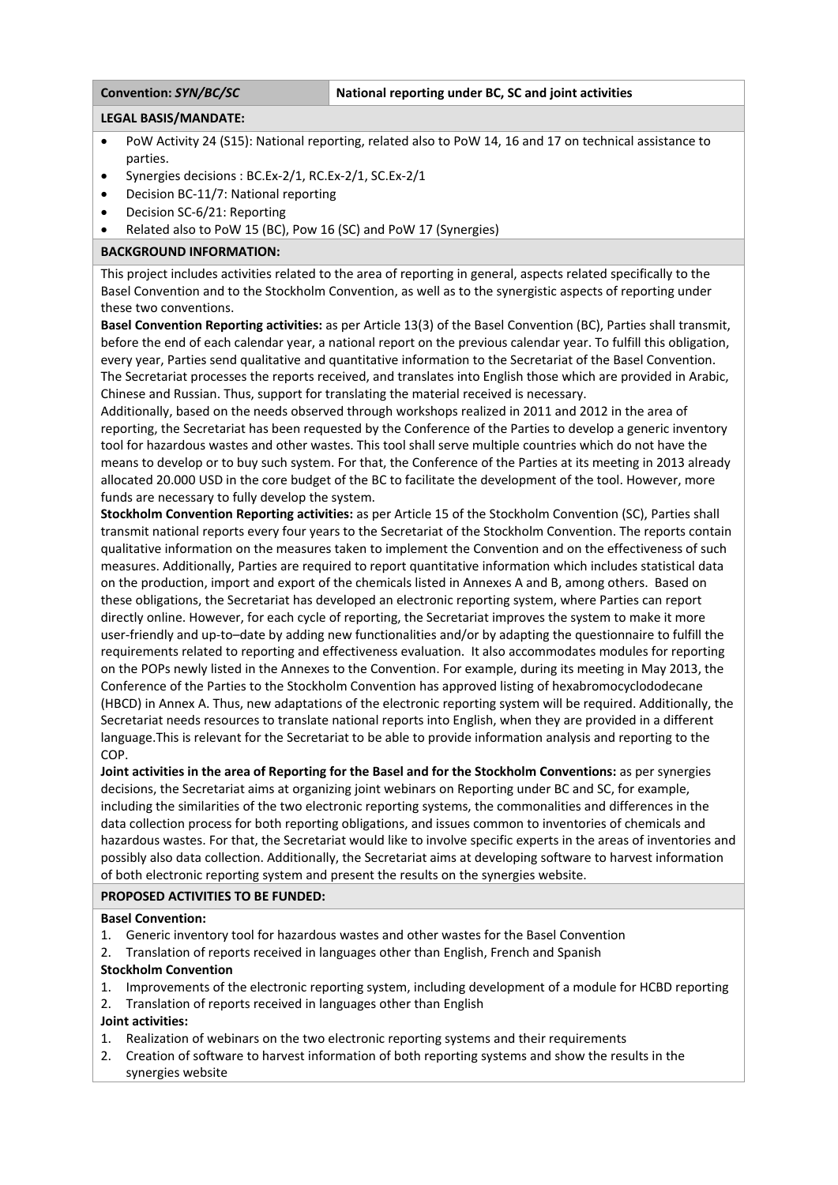| Convention: *SYN/BC/SC* | National reporting under BC, SC and joint activities |
| --- | --- |

**LEGAL BASIS/MANDATE:**

- PoW Activity 24 (S15): National reporting, related also to PoW 14, 16 and 17 on technical assistance to parties.
- Synergies decisions : BC.Ex-2/1, RC.Ex-2/1, SC.Ex-2/1
- Decision BC-11/7: National reporting
- Decision SC-6/21: Reporting
- Related also to PoW 15 (BC), Pow 16 (SC) and PoW 17 (Synergies)

**BACKGROUND INFORMATION:**

This project includes activities related to the area of reporting in general, aspects related specifically to the Basel Convention and to the Stockholm Convention, as well as to the synergistic aspects of reporting under these two conventions.

**Basel Convention Reporting activities:** as per Article 13(3) of the Basel Convention (BC), Parties shall transmit, before the end of each calendar year, a national report on the previous calendar year. To fulfill this obligation, every year, Parties send qualitative and quantitative information to the Secretariat of the Basel Convention. The Secretariat processes the reports received, and translates into English those which are provided in Arabic, Chinese and Russian. Thus, support for translating the material received is necessary.

Additionally, based on the needs observed through workshops realized in 2011 and 2012 in the area of reporting, the Secretariat has been requested by the Conference of the Parties to develop a generic inventory tool for hazardous wastes and other wastes. This tool shall serve multiple countries which do not have the means to develop or to buy such system. For that, the Conference of the Parties at its meeting in 2013 already allocated 20.000 USD in the core budget of the BC to facilitate the development of the tool. However, more funds are necessary to fully develop the system.

**Stockholm Convention Reporting activities:** as per Article 15 of the Stockholm Convention (SC), Parties shall transmit national reports every four years to the Secretariat of the Stockholm Convention. The reports contain qualitative information on the measures taken to implement the Convention and on the effectiveness of such measures. Additionally, Parties are required to report quantitative information which includes statistical data on the production, import and export of the chemicals listed in Annexes A and B, among others. Based on these obligations, the Secretariat has developed an electronic reporting system, where Parties can report directly online. However, for each cycle of reporting, the Secretariat improves the system to make it more user-friendly and up-to–date by adding new functionalities and/or by adapting the questionnaire to fulfill the requirements related to reporting and effectiveness evaluation. It also accommodates modules for reporting on the POPs newly listed in the Annexes to the Convention. For example, during its meeting in May 2013, the Conference of the Parties to the Stockholm Convention has approved listing of hexabromocyclododecane (HBCD) in Annex A. Thus, new adaptations of the electronic reporting system will be required. Additionally, the Secretariat needs resources to translate national reports into English, when they are provided in a different language.This is relevant for the Secretariat to be able to provide information analysis and reporting to the COP.

**Joint activities in the area of Reporting for the Basel and for the Stockholm Conventions:** as per synergies decisions, the Secretariat aims at organizing joint webinars on Reporting under BC and SC, for example, including the similarities of the two electronic reporting systems, the commonalities and differences in the data collection process for both reporting obligations, and issues common to inventories of chemicals and hazardous wastes. For that, the Secretariat would like to involve specific experts in the areas of inventories and possibly also data collection. Additionally, the Secretariat aims at developing software to harvest information of both electronic reporting system and present the results on the synergies website.

**PROPOSED ACTIVITIES TO BE FUNDED:**

**Basel Convention:**

1. Generic inventory tool for hazardous wastes and other wastes for the Basel Convention
2. Translation of reports received in languages other than English, French and Spanish

**Stockholm Convention**

1. Improvements of the electronic reporting system, including development of a module for HCBD reporting
2. Translation of reports received in languages other than English

**Joint activities:**

1. Realization of webinars on the two electronic reporting systems and their requirements
2. Creation of software to harvest information of both reporting systems and show the results in the synergies website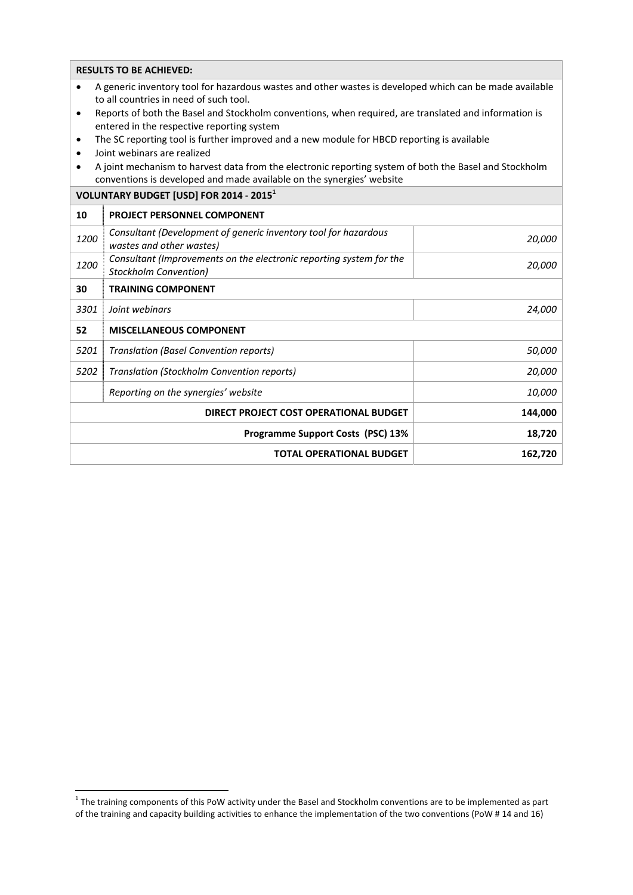**RESULTS TO BE ACHIEVED:**

- A generic inventory tool for hazardous wastes and other wastes is developed which can be made available to all countries in need of such tool.
- Reports of both the Basel and Stockholm conventions, when required, are translated and information is entered in the respective reporting system
- The SC reporting tool is further improved and a new module for HBCD reporting is available
- Joint webinars are realized
- A joint mechanism to harvest data from the electronic reporting system of both the Basel and Stockholm conventions is developed and made available on the synergies' website

**VOLUNTARY BUDGET [USD] FOR 2014 - 2015**[1]

| | | |
|---|---|---|
| **10** | **PROJECT PERSONNEL COMPONENT** | |
| *1200* | *Consultant (Development of generic inventory tool for hazardous wastes and other wastes)* | *20,000* |
| *1200* | *Consultant (Improvements on the electronic reporting system for the Stockholm Convention)* | *20,000* |
| **30** | **TRAINING COMPONENT** | |
| *3301* | *Joint webinars* | *24,000* |
| **52** | **MISCELLANEOUS COMPONENT** | |
| *5201* | *Translation (Basel Convention reports)* | *50,000* |
| *5202* | *Translation (Stockholm Convention reports)* | *20,000* |
| | *Reporting on the synergies' website* | *10,000* |
| | **DIRECT PROJECT COST OPERATIONAL BUDGET** | **144,000** |
| | **Programme Support Costs (PSC) 13%** | **18,720** |
| | **TOTAL OPERATIONAL BUDGET** | **162,720** |

[1] The training components of this PoW activity under the Basel and Stockholm conventions are to be implemented as part of the training and capacity building activities to enhance the implementation of the two conventions (PoW # 14 and 16)